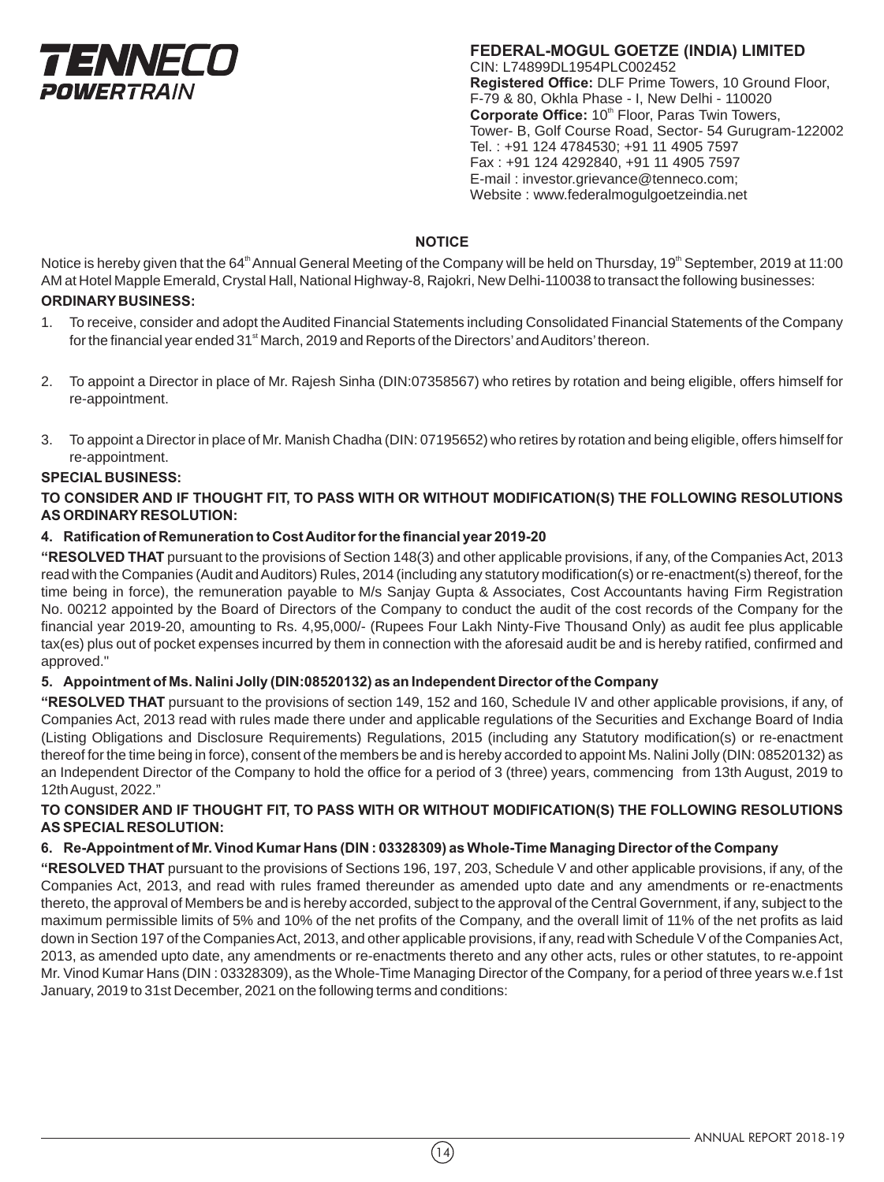TENNECO POWERTRAIN

**FEDERAL-MOGUL GOETZE (INDIA) LIMITED**
CIN: L74899DL1954PLC002452
**Registered Office:** DLF Prime Towers, 10 Ground Floor, F-79 & 80, Okhla Phase - I, New Delhi - 110020
**Corporate Office:** 10th Floor, Paras Twin Towers, Tower- B, Golf Course Road, Sector- 54 Gurugram-122002
Tel. : +91 124 4784530; +91 11 4905 7597
Fax : +91 124 4292840, +91 11 4905 7597
E-mail : investor.grievance@tenneco.com;
Website : www.federalmogulgoetzeindia.net

## NOTICE

Notice is hereby given that the 64th Annual General Meeting of the Company will be held on Thursday, 19th September, 2019 at 11:00 AM at Hotel Mapple Emerald, Crystal Hall, National Highway-8, Rajokri, New Delhi-110038 to transact the following businesses:

### ORDINARY BUSINESS:

1. To receive, consider and adopt the Audited Financial Statements including Consolidated Financial Statements of the Company for the financial year ended 31st March, 2019 and Reports of the Directors' and Auditors' thereon.

2. To appoint a Director in place of Mr. Rajesh Sinha (DIN:07358567) who retires by rotation and being eligible, offers himself for re-appointment.

3. To appoint a Director in place of Mr. Manish Chadha (DIN: 07195652) who retires by rotation and being eligible, offers himself for re-appointment.

### SPECIAL BUSINESS:

**TO CONSIDER AND IF THOUGHT FIT, TO PASS WITH OR WITHOUT MODIFICATION(S) THE FOLLOWING RESOLUTIONS AS ORDINARY RESOLUTION:**

**4. Ratification of Remuneration to Cost Auditor for the financial year 2019-20**

**"RESOLVED THAT** pursuant to the provisions of Section 148(3) and other applicable provisions, if any, of the Companies Act, 2013 read with the Companies (Audit and Auditors) Rules, 2014 (including any statutory modification(s) or re-enactment(s) thereof, for the time being in force), the remuneration payable to M/s Sanjay Gupta & Associates, Cost Accountants having Firm Registration No. 00212 appointed by the Board of Directors of the Company to conduct the audit of the cost records of the Company for the financial year 2019-20, amounting to Rs. 4,95,000/- (Rupees Four Lakh Ninty-Five Thousand Only) as audit fee plus applicable tax(es) plus out of pocket expenses incurred by them in connection with the aforesaid audit be and is hereby ratified, confirmed and approved."

**5. Appointment of Ms. Nalini Jolly (DIN:08520132) as an Independent Director of the Company**

**"RESOLVED THAT** pursuant to the provisions of section 149, 152 and 160, Schedule IV and other applicable provisions, if any, of Companies Act, 2013 read with rules made there under and applicable regulations of the Securities and Exchange Board of India (Listing Obligations and Disclosure Requirements) Regulations, 2015 (including any Statutory modification(s) or re-enactment thereof for the time being in force), consent of the members be and is hereby accorded to appoint Ms. Nalini Jolly (DIN: 08520132) as an Independent Director of the Company to hold the office for a period of 3 (three) years, commencing from 13th August, 2019 to 12th August, 2022."

**TO CONSIDER AND IF THOUGHT FIT, TO PASS WITH OR WITHOUT MODIFICATION(S) THE FOLLOWING RESOLUTIONS AS SPECIAL RESOLUTION:**

**6. Re-Appointment of Mr. Vinod Kumar Hans (DIN : 03328309) as Whole-Time Managing Director of the Company**

**"RESOLVED THAT** pursuant to the provisions of Sections 196, 197, 203, Schedule V and other applicable provisions, if any, of the Companies Act, 2013, and read with rules framed thereunder as amended upto date and any amendments or re-enactments thereto, the approval of Members be and is hereby accorded, subject to the approval of the Central Government, if any, subject to the maximum permissible limits of 5% and 10% of the net profits of the Company, and the overall limit of 11% of the net profits as laid down in Section 197 of the Companies Act, 2013, and other applicable provisions, if any, read with Schedule V of the Companies Act, 2013, as amended upto date, any amendments or re-enactments thereto and any other acts, rules or other statutes, to re-appoint Mr. Vinod Kumar Hans (DIN : 03328309), as the Whole-Time Managing Director of the Company, for a period of three years w.e.f 1st January, 2019 to 31st December, 2021 on the following terms and conditions: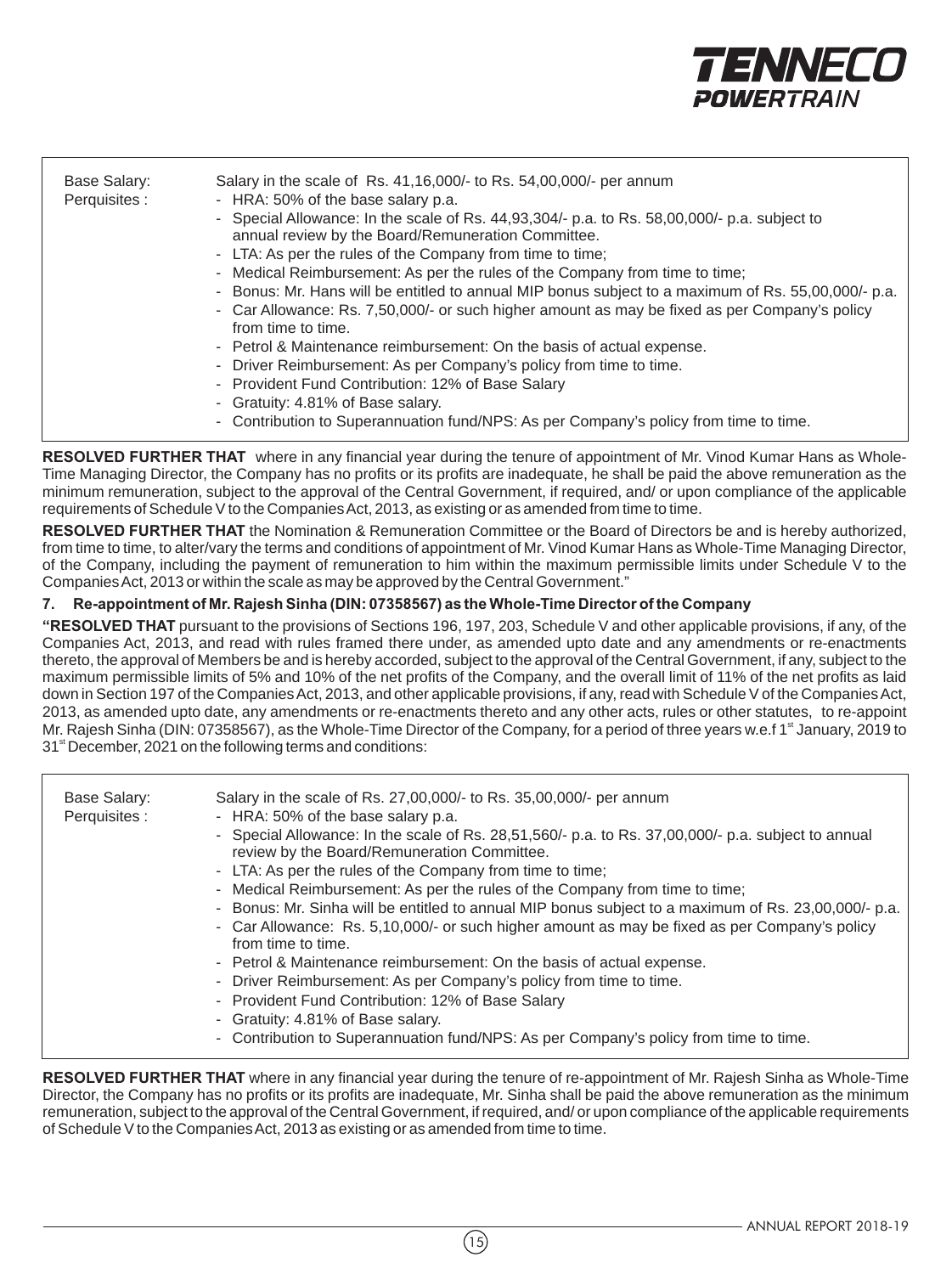| Base Salary: | Salary in the scale of Rs. 41,16,000/- to Rs. 54,00,000/- per annum |
|---|---|
| Perquisites : | - HRA: 50% of the base salary p.a.<br>- Special Allowance: In the scale of Rs. 44,93,304/- p.a. to Rs. 58,00,000/- p.a. subject to annual review by the Board/Remuneration Committee.<br>- LTA: As per the rules of the Company from time to time;<br>- Medical Reimbursement: As per the rules of the Company from time to time;<br>- Bonus: Mr. Hans will be entitled to annual MIP bonus subject to a maximum of Rs. 55,00,000/- p.a.<br>- Car Allowance: Rs. 7,50,000/- or such higher amount as may be fixed as per Company's policy from time to time.<br>- Petrol & Maintenance reimbursement: On the basis of actual expense.<br>- Driver Reimbursement: As per Company's policy from time to time.<br>- Provident Fund Contribution: 12% of Base Salary<br>- Gratuity: 4.81% of Base salary.<br>- Contribution to Superannuation fund/NPS: As per Company's policy from time to time. |

**RESOLVED FURTHER THAT** where in any financial year during the tenure of appointment of Mr. Vinod Kumar Hans as Whole-Time Managing Director, the Company has no profits or its profits are inadequate, he shall be paid the above remuneration as the minimum remuneration, subject to the approval of the Central Government, if required, and/ or upon compliance of the applicable requirements of Schedule V to the Companies Act, 2013, as existing or as amended from time to time.

**RESOLVED FURTHER THAT** the Nomination & Remuneration Committee or the Board of Directors be and is hereby authorized, from time to time, to alter/vary the terms and conditions of appointment of Mr. Vinod Kumar Hans as Whole-Time Managing Director, of the Company, including the payment of remuneration to him within the maximum permissible limits under Schedule V to the Companies Act, 2013 or within the scale as may be approved by the Central Government."

**7. Re-appointment of Mr. Rajesh Sinha (DIN: 07358567) as the Whole-Time Director of the Company**

**"RESOLVED THAT** pursuant to the provisions of Sections 196, 197, 203, Schedule V and other applicable provisions, if any, of the Companies Act, 2013, and read with rules framed there under, as amended upto date and any amendments or re-enactments thereto, the approval of Members be and is hereby accorded, subject to the approval of the Central Government, if any, subject to the maximum permissible limits of 5% and 10% of the net profits of the Company, and the overall limit of 11% of the net profits as laid down in Section 197 of the Companies Act, 2013, and other applicable provisions, if any, read with Schedule V of the Companies Act, 2013, as amended upto date, any amendments or re-enactments thereto and any other acts, rules or other statutes, to re-appoint Mr. Rajesh Sinha (DIN: 07358567), as the Whole-Time Director of the Company, for a period of three years w.e.f 1st January, 2019 to 31st December, 2021 on the following terms and conditions:

| Base Salary: | Salary in the scale of Rs. 27,00,000/- to Rs. 35,00,000/- per annum |
|---|---|
| Perquisites : | - HRA: 50% of the base salary p.a.<br>- Special Allowance: In the scale of Rs. 28,51,560/- p.a. to Rs. 37,00,000/- p.a. subject to annual review by the Board/Remuneration Committee.<br>- LTA: As per the rules of the Company from time to time;<br>- Medical Reimbursement: As per the rules of the Company from time to time;<br>- Bonus: Mr. Sinha will be entitled to annual MIP bonus subject to a maximum of Rs. 23,00,000/- p.a.<br>- Car Allowance: Rs. 5,10,000/- or such higher amount as may be fixed as per Company's policy from time to time.<br>- Petrol & Maintenance reimbursement: On the basis of actual expense.<br>- Driver Reimbursement: As per Company's policy from time to time.<br>- Provident Fund Contribution: 12% of Base Salary<br>- Gratuity: 4.81% of Base salary.<br>- Contribution to Superannuation fund/NPS: As per Company's policy from time to time. |

**RESOLVED FURTHER THAT** where in any financial year during the tenure of re-appointment of Mr. Rajesh Sinha as Whole-Time Director, the Company has no profits or its profits are inadequate, Mr. Sinha shall be paid the above remuneration as the minimum remuneration, subject to the approval of the Central Government, if required, and/ or upon compliance of the applicable requirements of Schedule V to the Companies Act, 2013 as existing or as amended from time to time.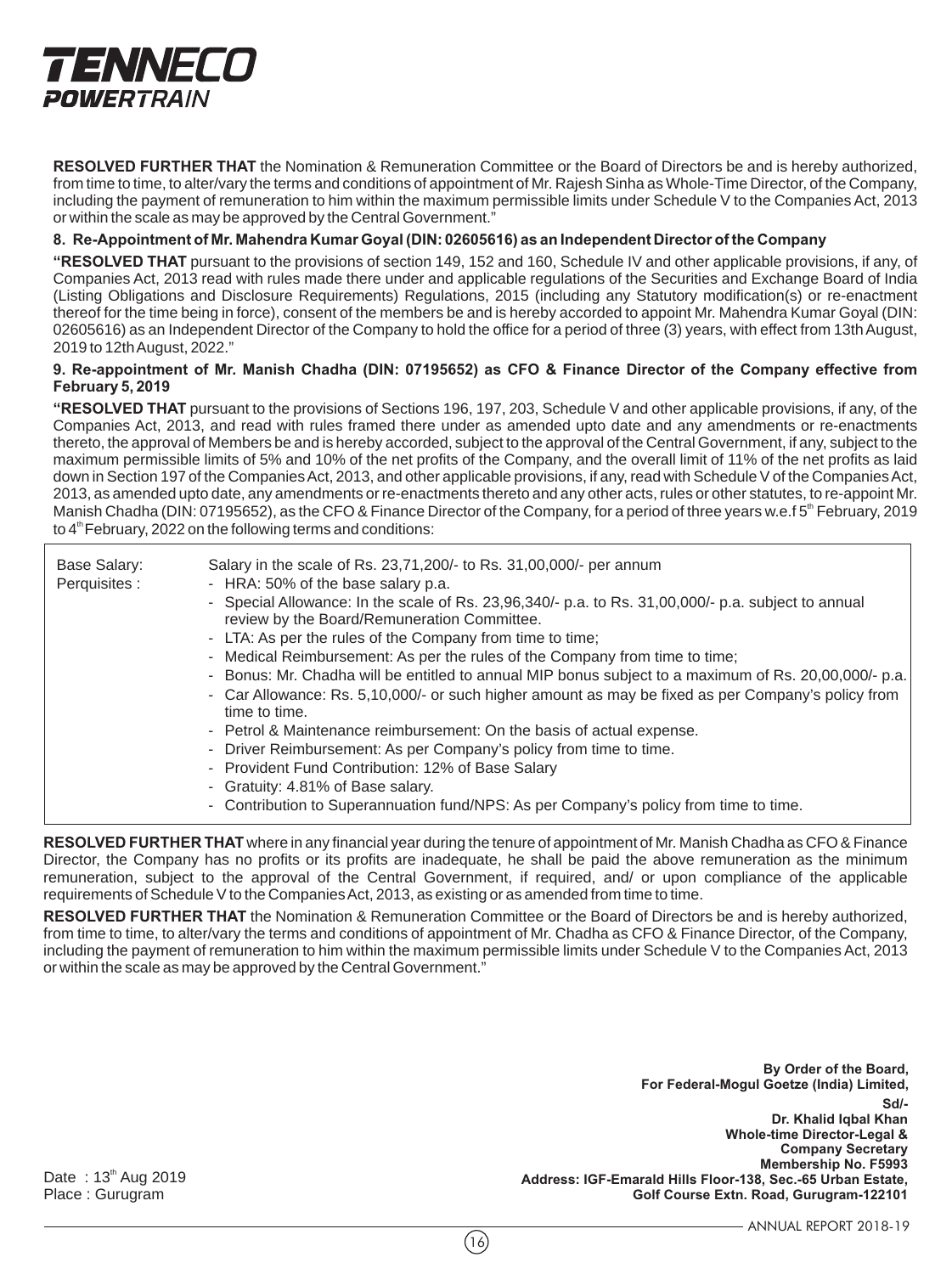**RESOLVED FURTHER THAT** the Nomination & Remuneration Committee or the Board of Directors be and is hereby authorized, from time to time, to alter/vary the terms and conditions of appointment of Mr. Rajesh Sinha as Whole-Time Director, of the Company, including the payment of remuneration to him within the maximum permissible limits under Schedule V to the Companies Act, 2013 or within the scale as may be approved by the Central Government."

**8. Re-Appointment of Mr. Mahendra Kumar Goyal (DIN: 02605616) as an Independent Director of the Company**

**"RESOLVED THAT** pursuant to the provisions of section 149, 152 and 160, Schedule IV and other applicable provisions, if any, of Companies Act, 2013 read with rules made there under and applicable regulations of the Securities and Exchange Board of India (Listing Obligations and Disclosure Requirements) Regulations, 2015 (including any Statutory modification(s) or re-enactment thereof for the time being in force), consent of the members be and is hereby accorded to appoint Mr. Mahendra Kumar Goyal (DIN: 02605616) as an Independent Director of the Company to hold the office for a period of three (3) years, with effect from 13th August, 2019 to 12th August, 2022."

**9. Re-appointment of Mr. Manish Chadha (DIN: 07195652) as CFO & Finance Director of the Company effective from February 5, 2019**

**"RESOLVED THAT** pursuant to the provisions of Sections 196, 197, 203, Schedule V and other applicable provisions, if any, of the Companies Act, 2013, and read with rules framed there under as amended upto date and any amendments or re-enactments thereto, the approval of Members be and is hereby accorded, subject to the approval of the Central Government, if any, subject to the maximum permissible limits of 5% and 10% of the net profits of the Company, and the overall limit of 11% of the net profits as laid down in Section 197 of the Companies Act, 2013, and other applicable provisions, if any, read with Schedule V of the Companies Act, 2013, as amended upto date, any amendments or re-enactments thereto and any other acts, rules or other statutes, to re-appoint Mr. Manish Chadha (DIN: 07195652), as the CFO & Finance Director of the Company, for a period of three years w.e.f 5th February, 2019 to 4th February, 2022 on the following terms and conditions:

| | |
|---|---|
| Base Salary: | Salary in the scale of Rs. 23,71,200/- to Rs. 31,00,000/- per annum |
| Perquisites : | - HRA: 50% of the base salary p.a.<br>- Special Allowance: In the scale of Rs. 23,96,340/- p.a. to Rs. 31,00,000/- p.a. subject to annual review by the Board/Remuneration Committee.<br>- LTA: As per the rules of the Company from time to time;<br>- Medical Reimbursement: As per the rules of the Company from time to time;<br>- Bonus: Mr. Chadha will be entitled to annual MIP bonus subject to a maximum of Rs. 20,00,000/- p.a.<br>- Car Allowance: Rs. 5,10,000/- or such higher amount as may be fixed as per Company's policy from time to time.<br>- Petrol & Maintenance reimbursement: On the basis of actual expense.<br>- Driver Reimbursement: As per Company's policy from time to time.<br>- Provident Fund Contribution: 12% of Base Salary<br>- Gratuity: 4.81% of Base salary.<br>- Contribution to Superannuation fund/NPS: As per Company's policy from time to time. |

**RESOLVED FURTHER THAT** where in any financial year during the tenure of appointment of Mr. Manish Chadha as CFO & Finance Director, the Company has no profits or its profits are inadequate, he shall be paid the above remuneration as the minimum remuneration, subject to the approval of the Central Government, if required, and/ or upon compliance of the applicable requirements of Schedule V to the Companies Act, 2013, as existing or as amended from time to time.

**RESOLVED FURTHER THAT** the Nomination & Remuneration Committee or the Board of Directors be and is hereby authorized, from time to time, to alter/vary the terms and conditions of appointment of Mr. Chadha as CFO & Finance Director, of the Company, including the payment of remuneration to him within the maximum permissible limits under Schedule V to the Companies Act, 2013 or within the scale as may be approved by the Central Government."

**By Order of the Board,**
**For Federal-Mogul Goetze (India) Limited,**
**Sd/-**
**Dr. Khalid Iqbal Khan**
**Whole-time Director-Legal &**
**Company Secretary**
**Membership No. F5993**
**Address: IGF-Emarald Hills Floor-138, Sec.-65 Urban Estate,**
**Golf Course Extn. Road, Gurugram-122101**

Date : 13th Aug 2019
Place : Gurugram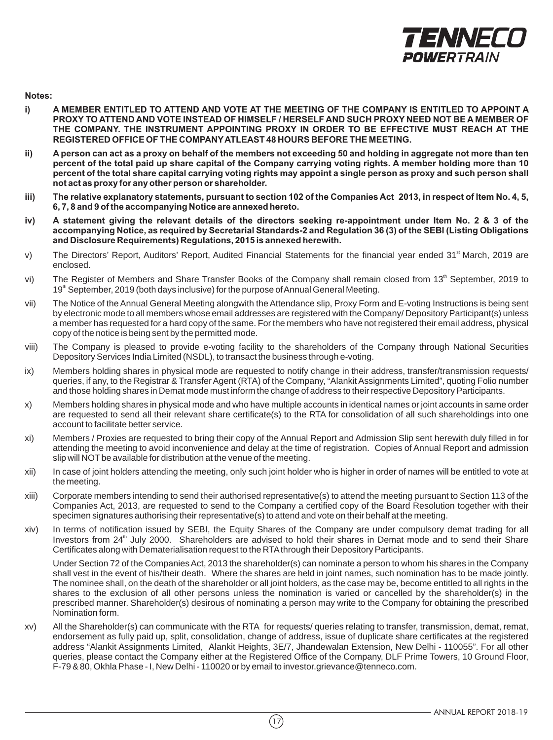**Notes:**

i) **A MEMBER ENTITLED TO ATTEND AND VOTE AT THE MEETING OF THE COMPANY IS ENTITLED TO APPOINT A PROXY TO ATTEND AND VOTE INSTEAD OF HIMSELF / HERSELF AND SUCH PROXY NEED NOT BE A MEMBER OF THE COMPANY. THE INSTRUMENT APPOINTING PROXY IN ORDER TO BE EFFECTIVE MUST REACH AT THE REGISTERED OFFICE OF THE COMPANY ATLEAST 48 HOURS BEFORE THE MEETING.**

ii) **A person can act as a proxy on behalf of the members not exceeding 50 and holding in aggregate not more than ten percent of the total paid up share capital of the Company carrying voting rights. A member holding more than 10 percent of the total share capital carrying voting rights may appoint a single person as proxy and such person shall not act as proxy for any other person or shareholder.**

iii) **The relative explanatory statements, pursuant to section 102 of the Companies Act 2013, in respect of Item No. 4, 5, 6, 7, 8 and 9 of the accompanying Notice are annexed hereto.**

iv) **A statement giving the relevant details of the directors seeking re-appointment under Item No. 2 & 3 of the accompanying Notice, as required by Secretarial Standards-2 and Regulation 36 (3) of the SEBI (Listing Obligations and Disclosure Requirements) Regulations, 2015 is annexed herewith.**

v) The Directors' Report, Auditors' Report, Audited Financial Statements for the financial year ended 31st March, 2019 are enclosed.

vi) The Register of Members and Share Transfer Books of the Company shall remain closed from 13th September, 2019 to 19th September, 2019 (both days inclusive) for the purpose of Annual General Meeting.

vii) The Notice of the Annual General Meeting alongwith the Attendance slip, Proxy Form and E-voting Instructions is being sent by electronic mode to all members whose email addresses are registered with the Company/ Depository Participant(s) unless a member has requested for a hard copy of the same. For the members who have not registered their email address, physical copy of the notice is being sent by the permitted mode.

viii) The Company is pleased to provide e-voting facility to the shareholders of the Company through National Securities Depository Services India Limited (NSDL), to transact the business through e-voting.

ix) Members holding shares in physical mode are requested to notify change in their address, transfer/transmission requests/ queries, if any, to the Registrar & Transfer Agent (RTA) of the Company, "Alankit Assignments Limited", quoting Folio number and those holding shares in Demat mode must inform the change of address to their respective Depository Participants.

x) Members holding shares in physical mode and who have multiple accounts in identical names or joint accounts in same order are requested to send all their relevant share certificate(s) to the RTA for consolidation of all such shareholdings into one account to facilitate better service.

xi) Members / Proxies are requested to bring their copy of the Annual Report and Admission Slip sent herewith duly filled in for attending the meeting to avoid inconvenience and delay at the time of registration. Copies of Annual Report and admission slip will NOT be available for distribution at the venue of the meeting.

xii) In case of joint holders attending the meeting, only such joint holder who is higher in order of names will be entitled to vote at the meeting.

xiii) Corporate members intending to send their authorised representative(s) to attend the meeting pursuant to Section 113 of the Companies Act, 2013, are requested to send to the Company a certified copy of the Board Resolution together with their specimen signatures authorising their representative(s) to attend and vote on their behalf at the meeting.

xiv) In terms of notification issued by SEBI, the Equity Shares of the Company are under compulsory demat trading for all Investors from 24th July 2000. Shareholders are advised to hold their shares in Demat mode and to send their Share Certificates along with Dematerialisation request to the RTA through their Depository Participants.

Under Section 72 of the Companies Act, 2013 the shareholder(s) can nominate a person to whom his shares in the Company shall vest in the event of his/their death. Where the shares are held in joint names, such nomination has to be made jointly. The nominee shall, on the death of the shareholder or all joint holders, as the case may be, become entitled to all rights in the shares to the exclusion of all other persons unless the nomination is varied or cancelled by the shareholder(s) in the prescribed manner. Shareholder(s) desirous of nominating a person may write to the Company for obtaining the prescribed Nomination form.

xv) All the Shareholder(s) can communicate with the RTA for requests/ queries relating to transfer, transmission, demat, remat, endorsement as fully paid up, split, consolidation, change of address, issue of duplicate share certificates at the registered address "Alankit Assignments Limited, Alankit Heights, 3E/7, Jhandewalan Extension, New Delhi - 110055". For all other queries, please contact the Company either at the Registered Office of the Company, DLF Prime Towers, 10 Ground Floor, F-79 & 80, Okhla Phase - I, New Delhi - 110020 or by email to investor.grievance@tenneco.com.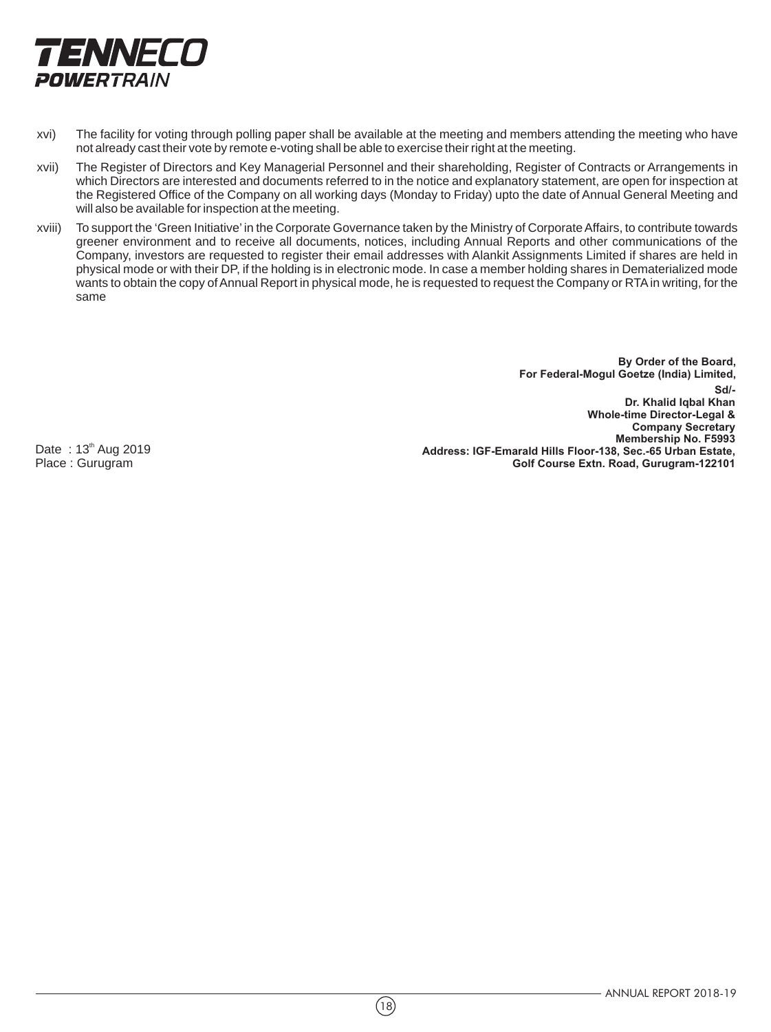xvi) The facility for voting through polling paper shall be available at the meeting and members attending the meeting who have not already cast their vote by remote e-voting shall be able to exercise their right at the meeting.

xvii) The Register of Directors and Key Managerial Personnel and their shareholding, Register of Contracts or Arrangements in which Directors are interested and documents referred to in the notice and explanatory statement, are open for inspection at the Registered Office of the Company on all working days (Monday to Friday) upto the date of Annual General Meeting and will also be available for inspection at the meeting.

xviii) To support the 'Green Initiative' in the Corporate Governance taken by the Ministry of Corporate Affairs, to contribute towards greener environment and to receive all documents, notices, including Annual Reports and other communications of the Company, investors are requested to register their email addresses with Alankit Assignments Limited if shares are held in physical mode or with their DP, if the holding is in electronic mode. In case a member holding shares in Dematerialized mode wants to obtain the copy of Annual Report in physical mode, he is requested to request the Company or RTA in writing, for the same

**By Order of the Board,**
**For Federal-Mogul Goetze (India) Limited,**
**Sd/-**
**Dr. Khalid Iqbal Khan**
**Whole-time Director-Legal &**
**Company Secretary**
**Membership No. F5993**
**Address: IGF-Emarald Hills Floor-138, Sec.-65 Urban Estate,**
**Golf Course Extn. Road, Gurugram-122101**

Date : 13th Aug 2019
Place : Gurugram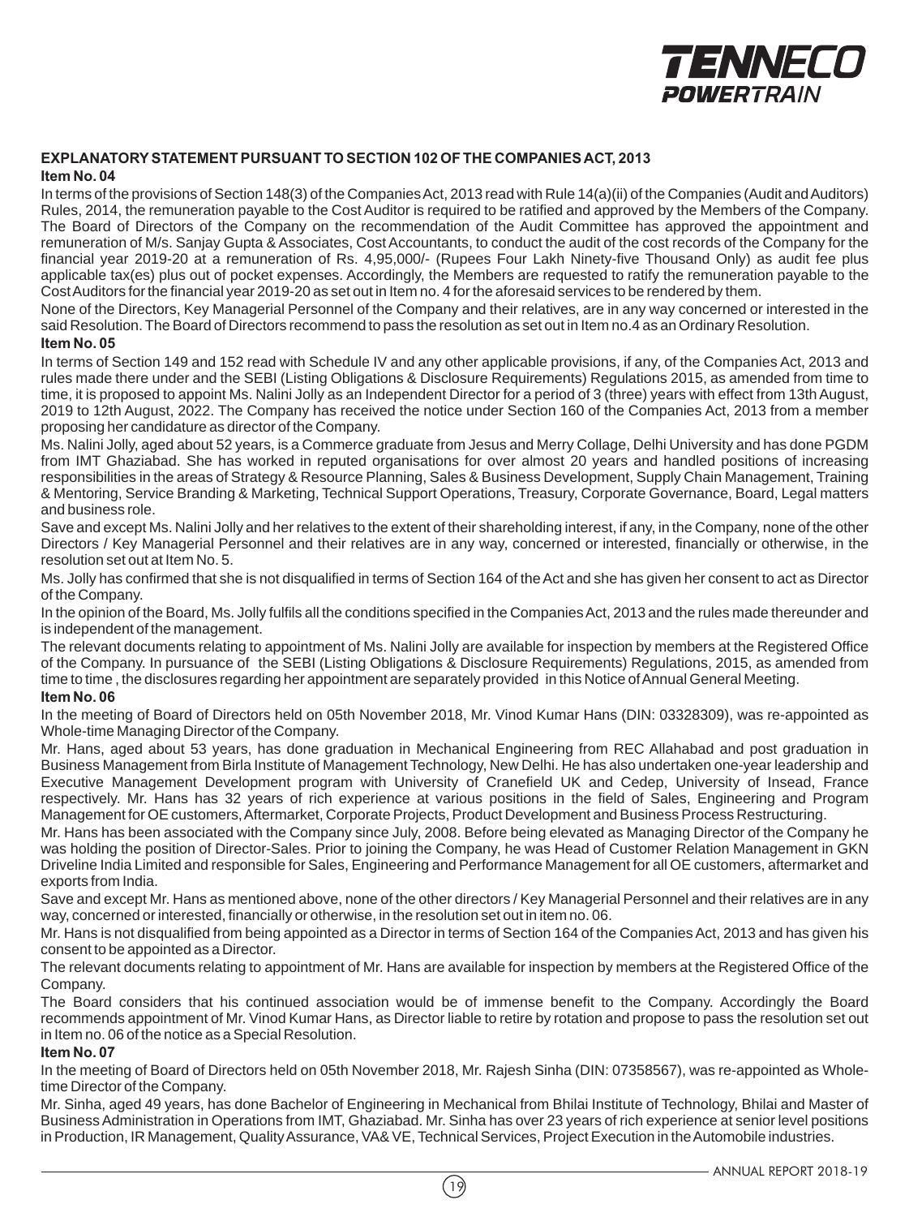## EXPLANATORY STATEMENT PURSUANT TO SECTION 102 OF THE COMPANIES ACT, 2013

### Item No. 04

In terms of the provisions of Section 148(3) of the Companies Act, 2013 read with Rule 14(a)(ii) of the Companies (Audit and Auditors) Rules, 2014, the remuneration payable to the Cost Auditor is required to be ratified and approved by the Members of the Company. The Board of Directors of the Company on the recommendation of the Audit Committee has approved the appointment and remuneration of M/s. Sanjay Gupta & Associates, Cost Accountants, to conduct the audit of the cost records of the Company for the financial year 2019-20 at a remuneration of Rs. 4,95,000/- (Rupees Four Lakh Ninety-five Thousand Only) as audit fee plus applicable tax(es) plus out of pocket expenses. Accordingly, the Members are requested to ratify the remuneration payable to the Cost Auditors for the financial year 2019-20 as set out in Item no. 4 for the aforesaid services to be rendered by them.

None of the Directors, Key Managerial Personnel of the Company and their relatives, are in any way concerned or interested in the said Resolution. The Board of Directors recommend to pass the resolution as set out in Item no.4 as an Ordinary Resolution.

### Item No. 05

In terms of Section 149 and 152 read with Schedule IV and any other applicable provisions, if any, of the Companies Act, 2013 and rules made there under and the SEBI (Listing Obligations & Disclosure Requirements) Regulations 2015, as amended from time to time, it is proposed to appoint Ms. Nalini Jolly as an Independent Director for a period of 3 (three) years with effect from 13th August, 2019 to 12th August, 2022. The Company has received the notice under Section 160 of the Companies Act, 2013 from a member proposing her candidature as director of the Company.

Ms. Nalini Jolly, aged about 52 years, is a Commerce graduate from Jesus and Merry Collage, Delhi University and has done PGDM from IMT Ghaziabad. She has worked in reputed organisations for over almost 20 years and handled positions of increasing responsibilities in the areas of Strategy & Resource Planning, Sales & Business Development, Supply Chain Management, Training & Mentoring, Service Branding & Marketing, Technical Support Operations, Treasury, Corporate Governance, Board, Legal matters and business role.

Save and except Ms. Nalini Jolly and her relatives to the extent of their shareholding interest, if any, in the Company, none of the other Directors / Key Managerial Personnel and their relatives are in any way, concerned or interested, financially or otherwise, in the resolution set out at Item No. 5.

Ms. Jolly has confirmed that she is not disqualified in terms of Section 164 of the Act and she has given her consent to act as Director of the Company.

In the opinion of the Board, Ms. Jolly fulfils all the conditions specified in the Companies Act, 2013 and the rules made thereunder and is independent of the management.

The relevant documents relating to appointment of Ms. Nalini Jolly are available for inspection by members at the Registered Office of the Company. In pursuance of the SEBI (Listing Obligations & Disclosure Requirements) Regulations, 2015, as amended from time to time , the disclosures regarding her appointment are separately provided in this Notice of Annual General Meeting.

### Item No. 06

In the meeting of Board of Directors held on 05th November 2018, Mr. Vinod Kumar Hans (DIN: 03328309), was re-appointed as Whole-time Managing Director of the Company.

Mr. Hans, aged about 53 years, has done graduation in Mechanical Engineering from REC Allahabad and post graduation in Business Management from Birla Institute of Management Technology, New Delhi. He has also undertaken one-year leadership and Executive Management Development program with University of Cranefield UK and Cedep, University of Insead, France respectively. Mr. Hans has 32 years of rich experience at various positions in the field of Sales, Engineering and Program Management for OE customers, Aftermarket, Corporate Projects, Product Development and Business Process Restructuring.

Mr. Hans has been associated with the Company since July, 2008. Before being elevated as Managing Director of the Company he was holding the position of Director-Sales. Prior to joining the Company, he was Head of Customer Relation Management in GKN Driveline India Limited and responsible for Sales, Engineering and Performance Management for all OE customers, aftermarket and exports from India.

Save and except Mr. Hans as mentioned above, none of the other directors / Key Managerial Personnel and their relatives are in any way, concerned or interested, financially or otherwise, in the resolution set out in item no. 06.

Mr. Hans is not disqualified from being appointed as a Director in terms of Section 164 of the Companies Act, 2013 and has given his consent to be appointed as a Director.

The relevant documents relating to appointment of Mr. Hans are available for inspection by members at the Registered Office of the Company.

The Board considers that his continued association would be of immense benefit to the Company. Accordingly the Board recommends appointment of Mr. Vinod Kumar Hans, as Director liable to retire by rotation and propose to pass the resolution set out in Item no. 06 of the notice as a Special Resolution.

### Item No. 07

In the meeting of Board of Directors held on 05th November 2018, Mr. Rajesh Sinha (DIN: 07358567), was re-appointed as Whole-time Director of the Company.

Mr. Sinha, aged 49 years, has done Bachelor of Engineering in Mechanical from Bhilai Institute of Technology, Bhilai and Master of Business Administration in Operations from IMT, Ghaziabad. Mr. Sinha has over 23 years of rich experience at senior level positions in Production, IR Management, Quality Assurance, VA& VE, Technical Services, Project Execution in the Automobile industries.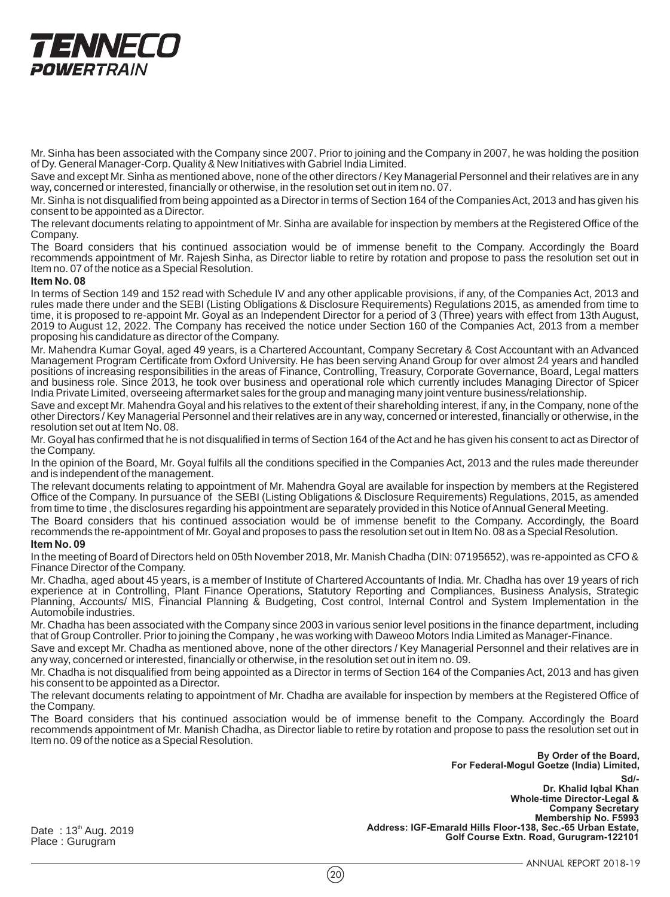Mr. Sinha has been associated with the Company since 2007. Prior to joining and the Company in 2007, he was holding the position of Dy. General Manager-Corp. Quality & New Initiatives with Gabriel India Limited.

Save and except Mr. Sinha as mentioned above, none of the other directors / Key Managerial Personnel and their relatives are in any way, concerned or interested, financially or otherwise, in the resolution set out in item no. 07.

Mr. Sinha is not disqualified from being appointed as a Director in terms of Section 164 of the Companies Act, 2013 and has given his consent to be appointed as a Director.

The relevant documents relating to appointment of Mr. Sinha are available for inspection by members at the Registered Office of the Company.

The Board considers that his continued association would be of immense benefit to the Company. Accordingly the Board recommends appointment of Mr. Rajesh Sinha, as Director liable to retire by rotation and propose to pass the resolution set out in Item no. 07 of the notice as a Special Resolution.

**Item No. 08**

In terms of Section 149 and 152 read with Schedule IV and any other applicable provisions, if any, of the Companies Act, 2013 and rules made there under and the SEBI (Listing Obligations & Disclosure Requirements) Regulations 2015, as amended from time to time, it is proposed to re-appoint Mr. Goyal as an Independent Director for a period of 3 (Three) years with effect from 13th August, 2019 to August 12, 2022. The Company has received the notice under Section 160 of the Companies Act, 2013 from a member proposing his candidature as director of the Company.

Mr. Mahendra Kumar Goyal, aged 49 years, is a Chartered Accountant, Company Secretary & Cost Accountant with an Advanced Management Program Certificate from Oxford University. He has been serving Anand Group for over almost 24 years and handled positions of increasing responsibilities in the areas of Finance, Controlling, Treasury, Corporate Governance, Board, Legal matters and business role. Since 2013, he took over business and operational role which currently includes Managing Director of Spicer India Private Limited, overseeing aftermarket sales for the group and managing many joint venture business/relationship.

Save and except Mr. Mahendra Goyal and his relatives to the extent of their shareholding interest, if any, in the Company, none of the other Directors / Key Managerial Personnel and their relatives are in any way, concerned or interested, financially or otherwise, in the resolution set out at Item No. 08.

Mr. Goyal has confirmed that he is not disqualified in terms of Section 164 of the Act and he has given his consent to act as Director of the Company.

In the opinion of the Board, Mr. Goyal fulfils all the conditions specified in the Companies Act, 2013 and the rules made thereunder and is independent of the management.

The relevant documents relating to appointment of Mr. Mahendra Goyal are available for inspection by members at the Registered Office of the Company. In pursuance of the SEBI (Listing Obligations & Disclosure Requirements) Regulations, 2015, as amended from time to time , the disclosures regarding his appointment are separately provided in this Notice of Annual General Meeting.

The Board considers that his continued association would be of immense benefit to the Company. Accordingly, the Board recommends the re-appointment of Mr. Goyal and proposes to pass the resolution set out in Item No. 08 as a Special Resolution.

**Item No. 09**

In the meeting of Board of Directors held on 05th November 2018, Mr. Manish Chadha (DIN: 07195652), was re-appointed as CFO & Finance Director of the Company.

Mr. Chadha, aged about 45 years, is a member of Institute of Chartered Accountants of India. Mr. Chadha has over 19 years of rich experience at in Controlling, Plant Finance Operations, Statutory Reporting and Compliances, Business Analysis, Strategic Planning, Accounts/ MIS, Financial Planning & Budgeting, Cost control, Internal Control and System Implementation in the Automobile industries.

Mr. Chadha has been associated with the Company since 2003 in various senior level positions in the finance department, including that of Group Controller. Prior to joining the Company , he was working with Daweoo Motors India Limited as Manager-Finance.

Save and except Mr. Chadha as mentioned above, none of the other directors / Key Managerial Personnel and their relatives are in any way, concerned or interested, financially or otherwise, in the resolution set out in item no. 09.

Mr. Chadha is not disqualified from being appointed as a Director in terms of Section 164 of the Companies Act, 2013 and has given his consent to be appointed as a Director.

The relevant documents relating to appointment of Mr. Chadha are available for inspection by members at the Registered Office of the Company.

The Board considers that his continued association would be of immense benefit to the Company. Accordingly the Board recommends appointment of Mr. Manish Chadha, as Director liable to retire by rotation and propose to pass the resolution set out in Item no. 09 of the notice as a Special Resolution.

**By Order of the Board,**
**For Federal-Mogul Goetze (India) Limited,**

**Sd/-**
**Dr. Khalid Iqbal Khan**
**Whole-time Director-Legal &**
**Company Secretary**
**Membership No. F5993**
**Address: IGF-Emerald Hills Floor-138, Sec.-65 Urban Estate,**
**Golf Course Extn. Road, Gurugram-122101**

Date : 13th Aug. 2019
Place : Gurugram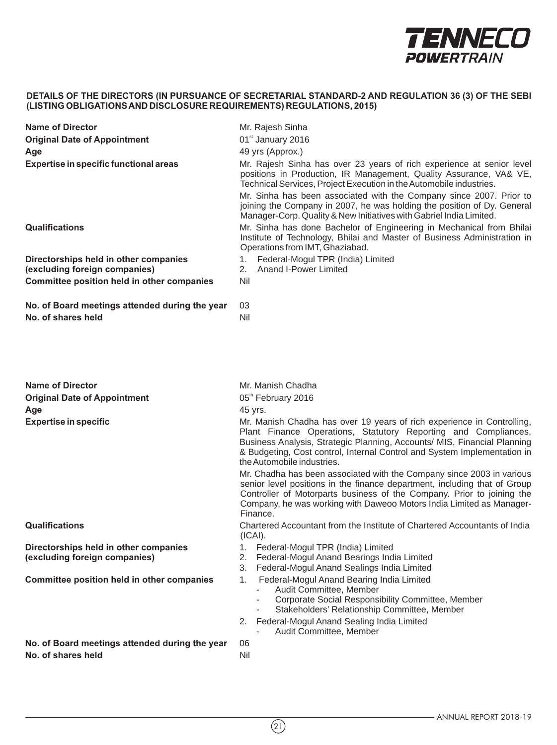## DETAILS OF THE DIRECTORS (IN PURSUANCE OF SECRETARIAL STANDARD-2 AND REGULATION 36 (3) OF THE SEBI (LISTING OBLIGATIONS AND DISCLOSURE REQUIREMENTS) REGULATIONS, 2015)

| | |
|---|---|
| **Name of Director** | Mr. Rajesh Sinha |
| **Original Date of Appointment** | 01st January 2016 |
| **Age** | 49 yrs (Approx.) |
| **Expertise in specific functional areas** | Mr. Rajesh Sinha has over 23 years of rich experience at senior level positions in Production, IR Management, Quality Assurance, VA& VE, Technical Services, Project Execution in the Automobile industries.<br>Mr. Sinha has been associated with the Company since 2007. Prior to joining the Company in 2007, he was holding the position of Dy. General Manager-Corp. Quality & New Initiatives with Gabriel India Limited. |
| **Qualifications** | Mr. Sinha has done Bachelor of Engineering in Mechanical from Bhilai Institute of Technology, Bhilai and Master of Business Administration in Operations from IMT, Ghaziabad. |
| **Directorships held in other companies (excluding foreign companies)** | 1. Federal-Mogul TPR (India) Limited<br>2. Anand I-Power Limited |
| **Committee position held in other companies** | Nil |
| **No. of Board meetings attended during the year** | 03 |
| **No. of shares held** | Nil |

| | |
|---|---|
| **Name of Director** | Mr. Manish Chadha |
| **Original Date of Appointment** | 05th February 2016 |
| **Age** | 45 yrs. |
| **Expertise in specific** | Mr. Manish Chadha has over 19 years of rich experience in Controlling, Plant Finance Operations, Statutory Reporting and Compliances, Business Analysis, Strategic Planning, Accounts/ MIS, Financial Planning & Budgeting, Cost control, Internal Control and System Implementation in the Automobile industries.<br>Mr. Chadha has been associated with the Company since 2003 in various senior level positions in the finance department, including that of Group Controller of Motorparts business of the Company. Prior to joining the Company, he was working with Daweoo Motors India Limited as Manager-Finance. |
| **Qualifications** | Chartered Accountant from the Institute of Chartered Accountants of India (ICAI). |
| **Directorships held in other companies (excluding foreign companies)** | 1. Federal-Mogul TPR (India) Limited<br>2. Federal-Mogul Anand Bearings India Limited<br>3. Federal-Mogul Anand Sealings India Limited |
| **Committee position held in other companies** | 1. Federal-Mogul Anand Bearing India Limited<br>- Audit Committee, Member<br>- Corporate Social Responsibility Committee, Member<br>- Stakeholders' Relationship Committee, Member<br>2. Federal-Mogul Anand Sealing India Limited<br>- Audit Committee, Member |
| **No. of Board meetings attended during the year** | 06 |
| **No. of shares held** | Nil |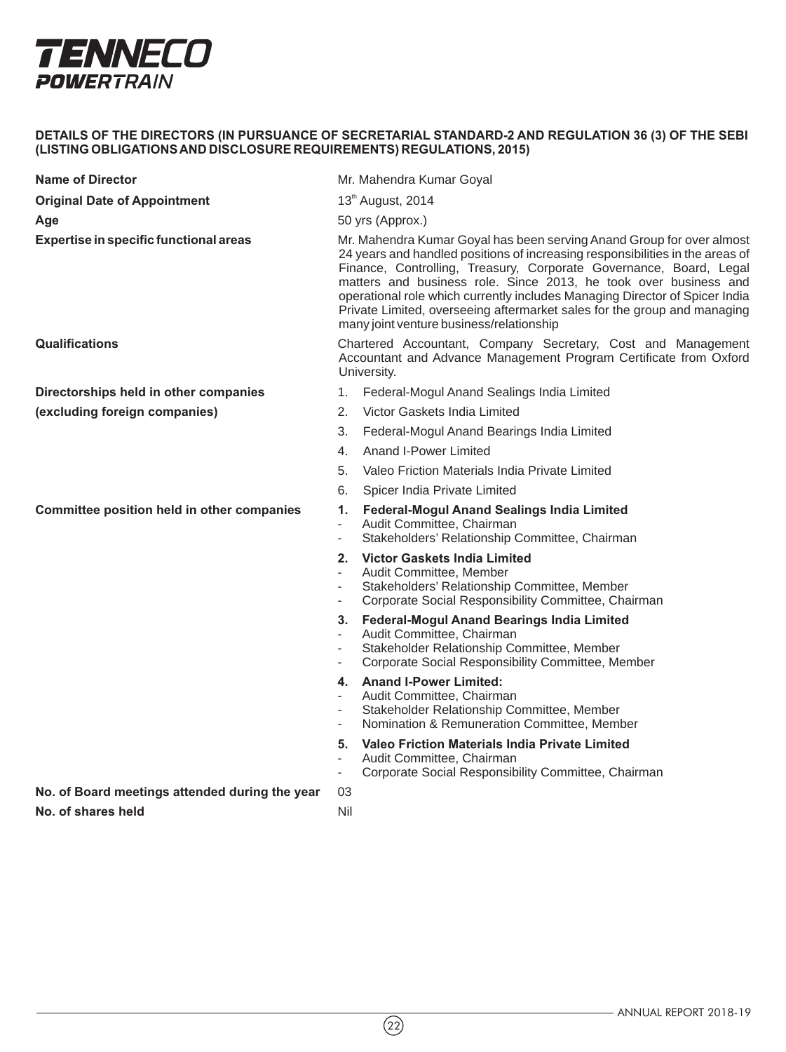## DETAILS OF THE DIRECTORS (IN PURSUANCE OF SECRETARIAL STANDARD-2 AND REGULATION 36 (3) OF THE SEBI (LISTING OBLIGATIONS AND DISCLOSURE REQUIREMENTS) REGULATIONS, 2015)

| | |
|---|---|
| **Name of Director** | Mr. Mahendra Kumar Goyal |
| **Original Date of Appointment** | 13th August, 2014 |
| **Age** | 50 yrs (Approx.) |
| **Expertise in specific functional areas** | Mr. Mahendra Kumar Goyal has been serving Anand Group for over almost 24 years and handled positions of increasing responsibilities in the areas of Finance, Controlling, Treasury, Corporate Governance, Board, Legal matters and business role. Since 2013, he took over business and operational role which currently includes Managing Director of Spicer India Private Limited, overseeing aftermarket sales for the group and managing many joint venture business/relationship |
| **Qualifications** | Chartered Accountant, Company Secretary, Cost and Management Accountant and Advance Management Program Certificate from Oxford University. |
| **Directorships held in other companies (excluding foreign companies)** | 1. Federal-Mogul Anand Sealings India Limited<br>2. Victor Gaskets India Limited<br>3. Federal-Mogul Anand Bearings India Limited<br>4. Anand I-Power Limited<br>5. Valeo Friction Materials India Private Limited<br>6. Spicer India Private Limited |
| **Committee position held in other companies** | **1. Federal-Mogul Anand Sealings India Limited**<br>- Audit Committee, Chairman<br>- Stakeholders' Relationship Committee, Chairman<br>**2. Victor Gaskets India Limited**<br>- Audit Committee, Member<br>- Stakeholders' Relationship Committee, Member<br>- Corporate Social Responsibility Committee, Chairman<br>**3. Federal-Mogul Anand Bearings India Limited**<br>- Audit Committee, Chairman<br>- Stakeholder Relationship Committee, Member<br>- Corporate Social Responsibility Committee, Member<br>**4. Anand I-Power Limited:**<br>- Audit Committee, Chairman<br>- Stakeholder Relationship Committee, Member<br>- Nomination & Remuneration Committee, Member<br>**5. Valeo Friction Materials India Private Limited**<br>- Audit Committee, Chairman<br>- Corporate Social Responsibility Committee, Chairman |
| **No. of Board meetings attended during the year** | 03 |
| **No. of shares held** | Nil |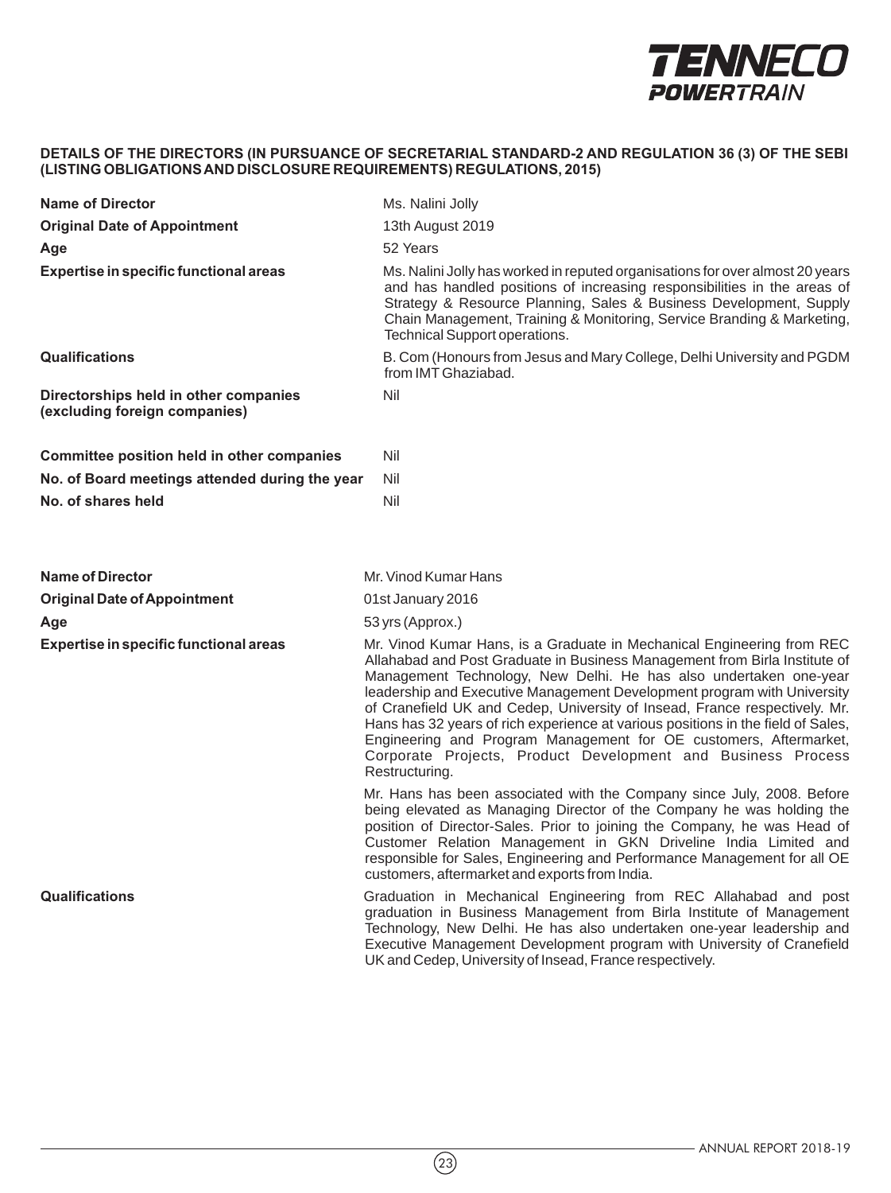## DETAILS OF THE DIRECTORS (IN PURSUANCE OF SECRETARIAL STANDARD-2 AND REGULATION 36 (3) OF THE SEBI (LISTING OBLIGATIONS AND DISCLOSURE REQUIREMENTS) REGULATIONS, 2015)

| | |
|---|---|
| **Name of Director** | Ms. Nalini Jolly |
| **Original Date of Appointment** | 13th August 2019 |
| **Age** | 52 Years |
| **Expertise in specific functional areas** | Ms. Nalini Jolly has worked in reputed organisations for over almost 20 years and has handled positions of increasing responsibilities in the areas of Strategy & Resource Planning, Sales & Business Development, Supply Chain Management, Training & Monitoring, Service Branding & Marketing, Technical Support operations. |
| **Qualifications** | B. Com (Honours from Jesus and Mary College, Delhi University and PGDM from IMT Ghaziabad. |
| **Directorships held in other companies (excluding foreign companies)** | Nil |
| **Committee position held in other companies** | Nil |
| **No. of Board meetings attended during the year** | Nil |
| **No. of shares held** | Nil |

| | |
|---|---|
| **Name of Director** | Mr. Vinod Kumar Hans |
| **Original Date of Appointment** | 01st January 2016 |
| **Age** | 53 yrs (Approx.) |
| **Expertise in specific functional areas** | Mr. Vinod Kumar Hans, is a Graduate in Mechanical Engineering from REC Allahabad and Post Graduate in Business Management from Birla Institute of Management Technology, New Delhi. He has also undertaken one-year leadership and Executive Management Development program with University of Cranefield UK and Cedep, University of Insead, France respectively. Mr. Hans has 32 years of rich experience at various positions in the field of Sales, Engineering and Program Management for OE customers, Aftermarket, Corporate Projects, Product Development and Business Process Restructuring.<br><br>Mr. Hans has been associated with the Company since July, 2008. Before being elevated as Managing Director of the Company he was holding the position of Director-Sales. Prior to joining the Company, he was Head of Customer Relation Management in GKN Driveline India Limited and responsible for Sales, Engineering and Performance Management for all OE customers, aftermarket and exports from India. |
| **Qualifications** | Graduation in Mechanical Engineering from REC Allahabad and post graduation in Business Management from Birla Institute of Management Technology, New Delhi. He has also undertaken one-year leadership and Executive Management Development program with University of Cranefield UK and Cedep, University of Insead, France respectively. |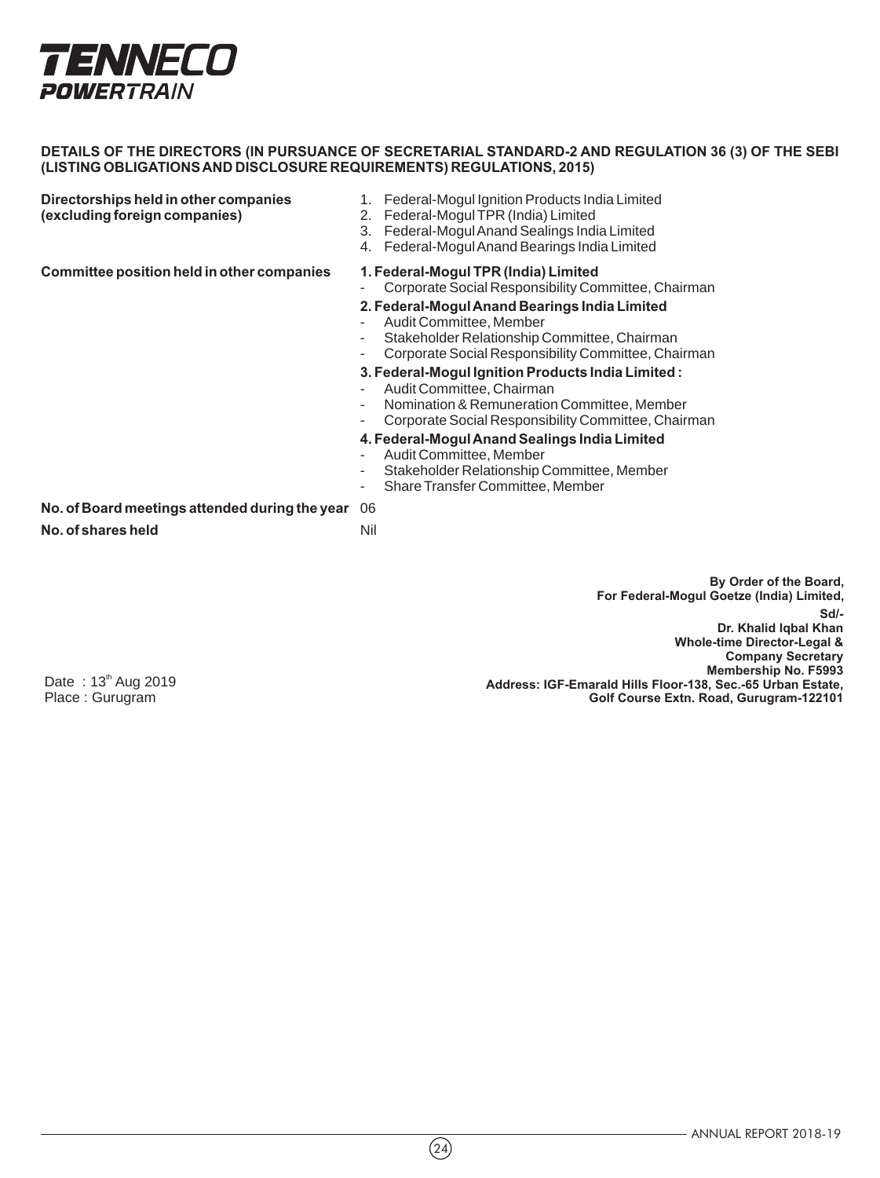## DETAILS OF THE DIRECTORS (IN PURSUANCE OF SECRETARIAL STANDARD-2 AND REGULATION 36 (3) OF THE SEBI (LISTING OBLIGATIONS AND DISCLOSURE REQUIREMENTS) REGULATIONS, 2015)

| | |
|---|---|
| **Directorships held in other companies (excluding foreign companies)** | 1. Federal-Mogul Ignition Products India Limited<br>2. Federal-Mogul TPR (India) Limited<br>3. Federal-Mogul Anand Sealings India Limited<br>4. Federal-Mogul Anand Bearings India Limited |
| **Committee position held in other companies** | **1. Federal-Mogul TPR (India) Limited**<br>- Corporate Social Responsibility Committee, Chairman<br>**2. Federal-Mogul Anand Bearings India Limited**<br>- Audit Committee, Member<br>- Stakeholder Relationship Committee, Chairman<br>- Corporate Social Responsibility Committee, Chairman<br>**3. Federal-Mogul Ignition Products India Limited :**<br>- Audit Committee, Chairman<br>- Nomination & Remuneration Committee, Member<br>- Corporate Social Responsibility Committee, Chairman<br>**4. Federal-Mogul Anand Sealings India Limited**<br>- Audit Committee, Member<br>- Stakeholder Relationship Committee, Member<br>- Share Transfer Committee, Member |
| **No. of Board meetings attended during the year** | 06 |
| **No. of shares held** | Nil |

**By Order of the Board,**
**For Federal-Mogul Goetze (India) Limited,**
**Sd/-**
**Dr. Khalid Iqbal Khan**
**Whole-time Director-Legal &**
**Company Secretary**
**Membership No. F5993**
**Address: IGF-Emarald Hills Floor-138, Sec.-65 Urban Estate,**
**Golf Course Extn. Road, Gurugram-122101**

Date : 13th Aug 2019
Place : Gurugram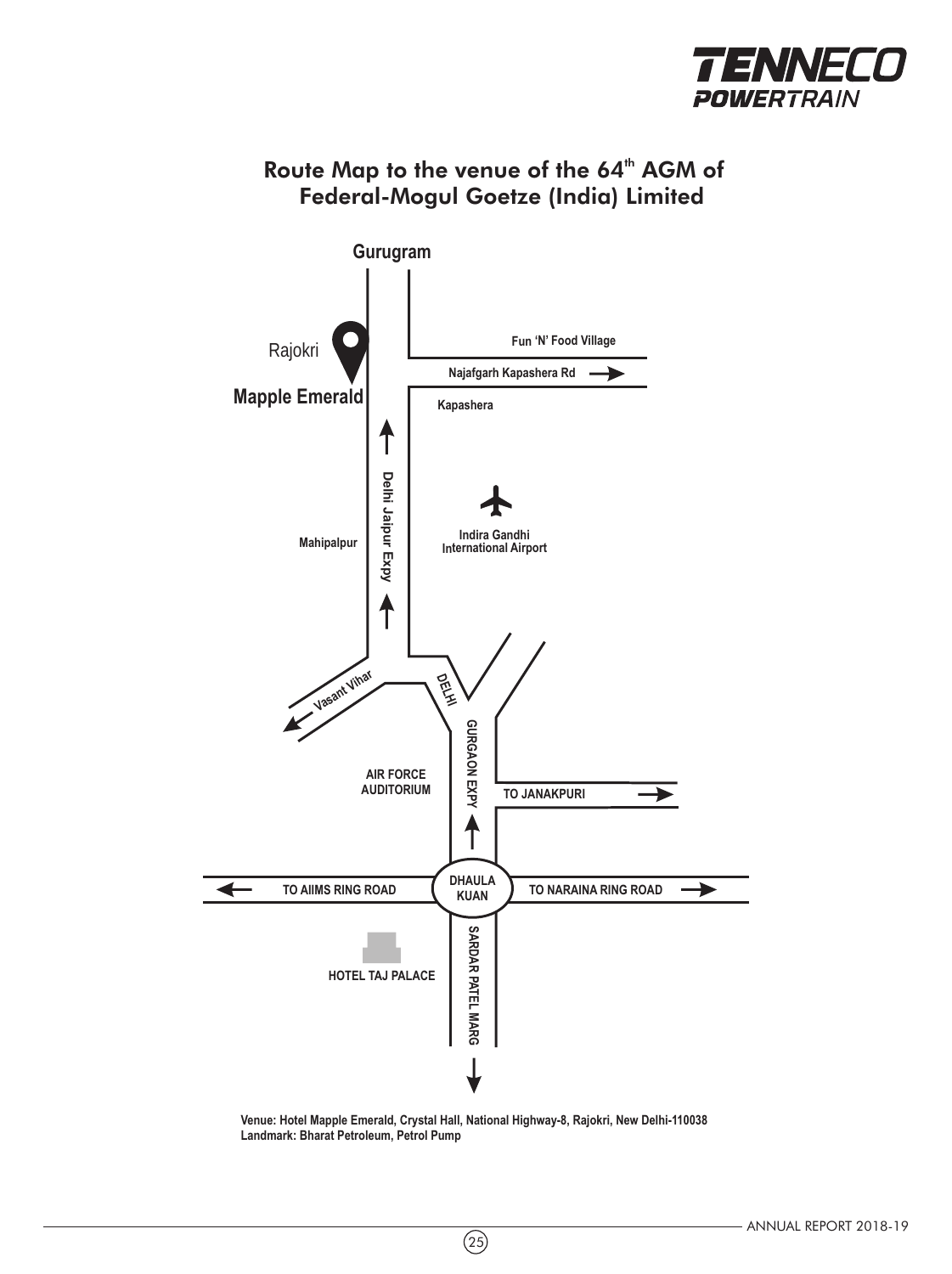# Route Map to the venue of the 64th AGM of Federal-Mogul Goetze (India) Limited

Gurugram

Rajokri

Mapple Emerald

Fun 'N' Food Village

Najafgarh Kapashera Rd

Kapashera

Delhi Jaipur Expy

Mahipalpur

Indira Gandhi International Airport

Vasant Vihar

DELHI

GURGAON EXPY

AIR FORCE AUDITORIUM

TO JANAKPURI

TO AIIMS RING ROAD

DHAULA KUAN

TO NARAINA RING ROAD

HOTEL TAJ PALACE

SARDAR PATEL MARG

**Venue: Hotel Mapple Emerald, Crystal Hall, National Highway-8, Rajokri, New Delhi-110038**
**Landmark: Bharat Petroleum, Petrol Pump**